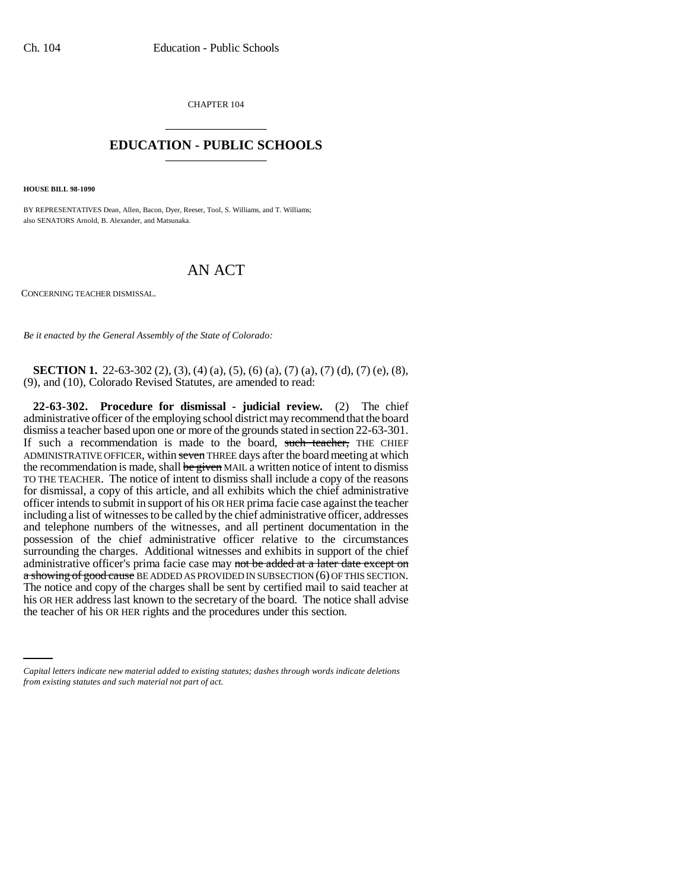CHAPTER 104

# EDUCATION - PUBLIC SCHOOLS

**HOUSE BILL 98-1090**

BY REPRESENTATIVES Dean, Allen, Bacon, Dyer, Reeser, Tool, S. Williams, and T. Williams;
also SENATORS Arnold, B. Alexander, and Matsunaka.

## AN ACT

CONCERNING TEACHER DISMISSAL.

*Be it enacted by the General Assembly of the State of Colorado:*

**SECTION 1.** 22-63-302 (2), (3), (4) (a), (5), (6) (a), (7) (a), (7) (d), (7) (e), (8), (9), and (10), Colorado Revised Statutes, are amended to read:

**22-63-302. Procedure for dismissal - judicial review.** (2) The chief administrative officer of the employing school district may recommend that the board dismiss a teacher based upon one or more of the grounds stated in section 22-63-301. If such a recommendation is made to the board, ~~such teacher,~~ THE CHIEF ADMINISTRATIVE OFFICER, within ~~seven~~ THREE days after the board meeting at which the recommendation is made, shall ~~be given~~ MAIL a written notice of intent to dismiss TO THE TEACHER. The notice of intent to dismiss shall include a copy of the reasons for dismissal, a copy of this article, and all exhibits which the chief administrative officer intends to submit in support of his OR HER prima facie case against the teacher including a list of witnesses to be called by the chief administrative officer, addresses and telephone numbers of the witnesses, and all pertinent documentation in the possession of the chief administrative officer relative to the circumstances surrounding the charges. Additional witnesses and exhibits in support of the chief administrative officer's prima facie case may ~~not be added at a later date except on a showing of good cause~~ BE ADDED AS PROVIDED IN SUBSECTION (6) OF THIS SECTION. The notice and copy of the charges shall be sent by certified mail to said teacher at his OR HER address last known to the secretary of the board. The notice shall advise the teacher of his OR HER rights and the procedures under this section.

*Capital letters indicate new material added to existing statutes; dashes through words indicate deletions from existing statutes and such material not part of act.*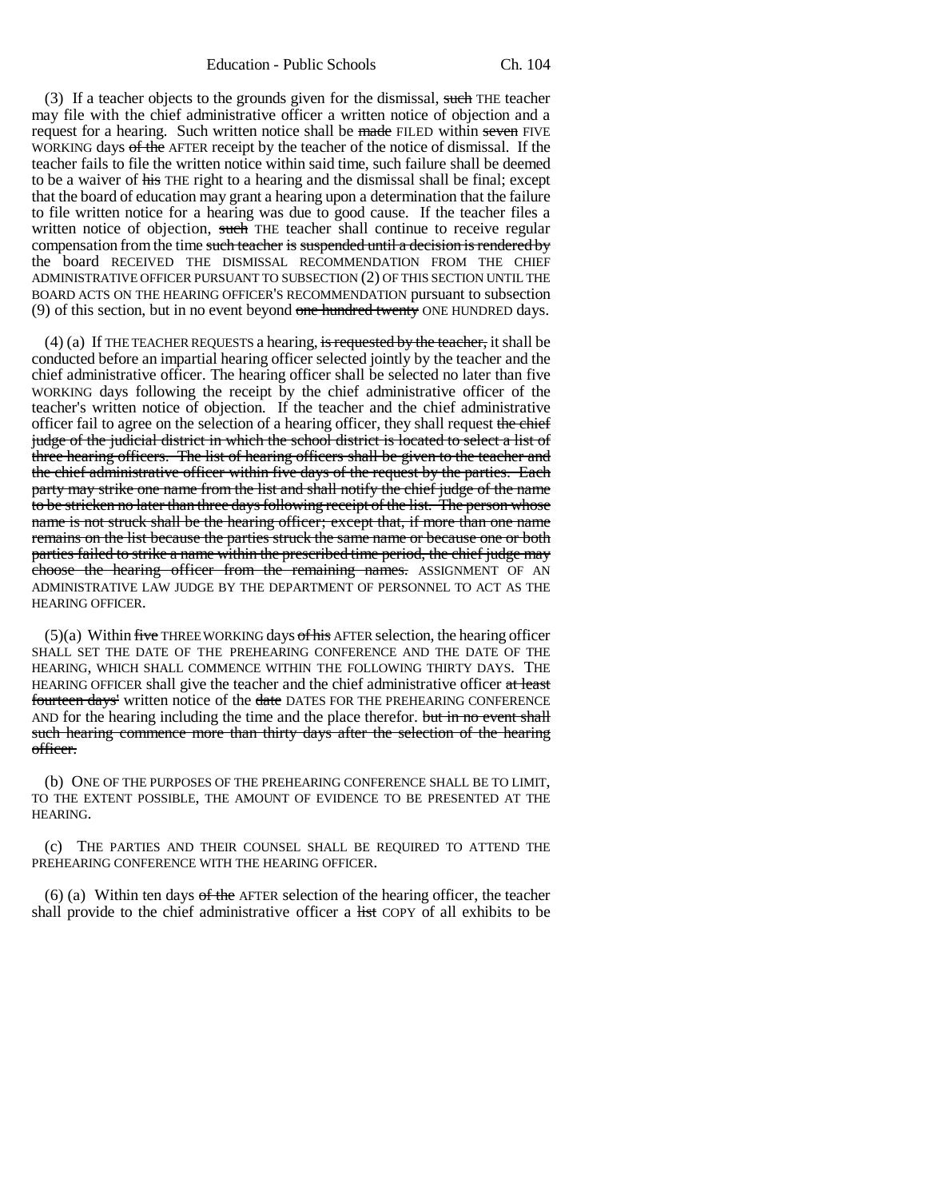(3) If a teacher objects to the grounds given for the dismissal, ~~such~~ THE teacher may file with the chief administrative officer a written notice of objection and a request for a hearing. Such written notice shall be ~~made~~ FILED within ~~seven~~ FIVE WORKING days ~~of the~~ AFTER receipt by the teacher of the notice of dismissal. If the teacher fails to file the written notice within said time, such failure shall be deemed to be a waiver of ~~his~~ THE right to a hearing and the dismissal shall be final; except that the board of education may grant a hearing upon a determination that the failure to file written notice for a hearing was due to good cause. If the teacher files a written notice of objection, ~~such~~ THE teacher shall continue to receive regular compensation from the time ~~such teacher is suspended until a decision is rendered by~~ the board RECEIVED THE DISMISSAL RECOMMENDATION FROM THE CHIEF ADMINISTRATIVE OFFICER PURSUANT TO SUBSECTION (2) OF THIS SECTION UNTIL THE BOARD ACTS ON THE HEARING OFFICER'S RECOMMENDATION pursuant to subsection (9) of this section, but in no event beyond ~~one hundred twenty~~ ONE HUNDRED days.

(4) (a) If THE TEACHER REQUESTS a hearing, ~~is requested by the teacher,~~ it shall be conducted before an impartial hearing officer selected jointly by the teacher and the chief administrative officer. The hearing officer shall be selected no later than five WORKING days following the receipt by the chief administrative officer of the teacher's written notice of objection. If the teacher and the chief administrative officer fail to agree on the selection of a hearing officer, they shall request ~~the chief judge of the judicial district in which the school district is located to select a list of three hearing officers. The list of hearing officers shall be given to the teacher and the chief administrative officer within five days of the request by the parties. Each party may strike one name from the list and shall notify the chief judge of the name to be stricken no later than three days following receipt of the list. The person whose name is not struck shall be the hearing officer; except that, if more than one name remains on the list because the parties struck the same name or because one or both parties failed to strike a name within the prescribed time period, the chief judge may choose the hearing officer from the remaining names.~~ ASSIGNMENT OF AN ADMINISTRATIVE LAW JUDGE BY THE DEPARTMENT OF PERSONNEL TO ACT AS THE HEARING OFFICER.

(5)(a) Within ~~five~~ THREE WORKING days ~~of his~~ AFTER selection, the hearing officer SHALL SET THE DATE OF THE PREHEARING CONFERENCE AND THE DATE OF THE HEARING, WHICH SHALL COMMENCE WITHIN THE FOLLOWING THIRTY DAYS. THE HEARING OFFICER shall give the teacher and the chief administrative officer ~~at least fourteen days'~~ written notice of the ~~date~~ DATES FOR THE PREHEARING CONFERENCE AND for the hearing including the time and the place therefor. ~~but in no event shall such hearing commence more than thirty days after the selection of the hearing officer.~~

(b) ONE OF THE PURPOSES OF THE PREHEARING CONFERENCE SHALL BE TO LIMIT, TO THE EXTENT POSSIBLE, THE AMOUNT OF EVIDENCE TO BE PRESENTED AT THE HEARING.

(c) THE PARTIES AND THEIR COUNSEL SHALL BE REQUIRED TO ATTEND THE PREHEARING CONFERENCE WITH THE HEARING OFFICER.

(6) (a) Within ten days ~~of the~~ AFTER selection of the hearing officer, the teacher shall provide to the chief administrative officer a ~~list~~ COPY of all exhibits to be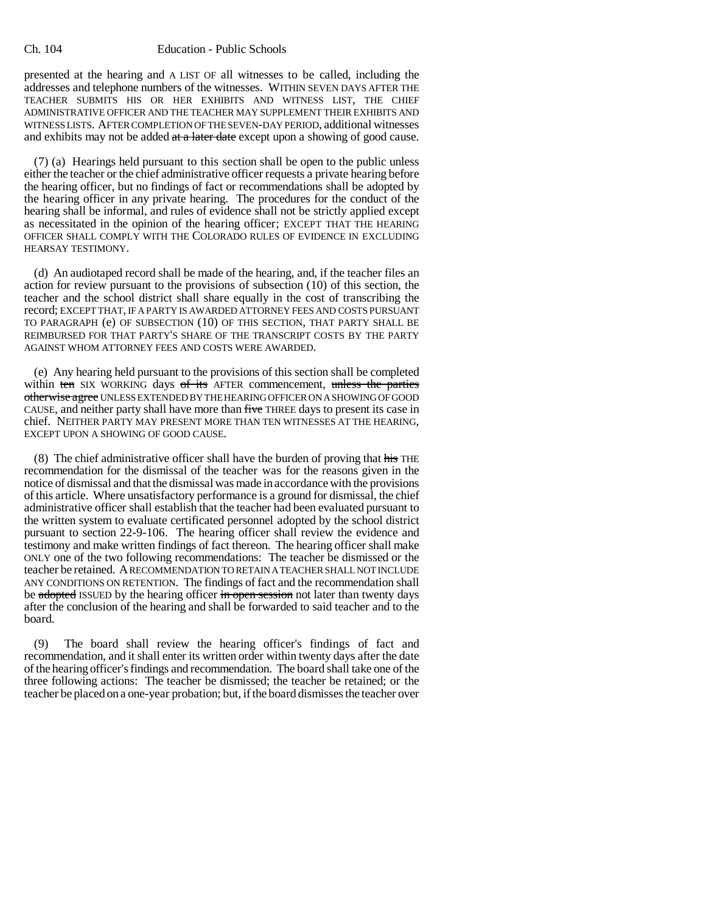presented at the hearing and A LIST OF all witnesses to be called, including the addresses and telephone numbers of the witnesses. WITHIN SEVEN DAYS AFTER THE TEACHER SUBMITS HIS OR HER EXHIBITS AND WITNESS LIST, THE CHIEF ADMINISTRATIVE OFFICER AND THE TEACHER MAY SUPPLEMENT THEIR EXHIBITS AND WITNESS LISTS. AFTER COMPLETION OF THE SEVEN-DAY PERIOD, additional witnesses and exhibits may not be added ~~at a later date~~ except upon a showing of good cause.

(7) (a) Hearings held pursuant to this section shall be open to the public unless either the teacher or the chief administrative officer requests a private hearing before the hearing officer, but no findings of fact or recommendations shall be adopted by the hearing officer in any private hearing. The procedures for the conduct of the hearing shall be informal, and rules of evidence shall not be strictly applied except as necessitated in the opinion of the hearing officer; EXCEPT THAT THE HEARING OFFICER SHALL COMPLY WITH THE COLORADO RULES OF EVIDENCE IN EXCLUDING HEARSAY TESTIMONY.

(d) An audiotaped record shall be made of the hearing, and, if the teacher files an action for review pursuant to the provisions of subsection (10) of this section, the teacher and the school district shall share equally in the cost of transcribing the record; EXCEPT THAT, IF A PARTY IS AWARDED ATTORNEY FEES AND COSTS PURSUANT TO PARAGRAPH (e) OF SUBSECTION (10) OF THIS SECTION, THAT PARTY SHALL BE REIMBURSED FOR THAT PARTY'S SHARE OF THE TRANSCRIPT COSTS BY THE PARTY AGAINST WHOM ATTORNEY FEES AND COSTS WERE AWARDED.

(e) Any hearing held pursuant to the provisions of this section shall be completed within ~~ten~~ SIX WORKING days ~~of its~~ AFTER commencement, ~~unless the parties otherwise agree~~ UNLESS EXTENDED BY THE HEARING OFFICER ON A SHOWING OF GOOD CAUSE, and neither party shall have more than ~~five~~ THREE days to present its case in chief. NEITHER PARTY MAY PRESENT MORE THAN TEN WITNESSES AT THE HEARING, EXCEPT UPON A SHOWING OF GOOD CAUSE.

(8) The chief administrative officer shall have the burden of proving that ~~his~~ THE recommendation for the dismissal of the teacher was for the reasons given in the notice of dismissal and that the dismissal was made in accordance with the provisions of this article. Where unsatisfactory performance is a ground for dismissal, the chief administrative officer shall establish that the teacher had been evaluated pursuant to the written system to evaluate certificated personnel adopted by the school district pursuant to section 22-9-106. The hearing officer shall review the evidence and testimony and make written findings of fact thereon. The hearing officer shall make ONLY one of the two following recommendations: The teacher be dismissed or the teacher be retained. A RECOMMENDATION TO RETAIN A TEACHER SHALL NOT INCLUDE ANY CONDITIONS ON RETENTION. The findings of fact and the recommendation shall be ~~adopted~~ ISSUED by the hearing officer ~~in open session~~ not later than twenty days after the conclusion of the hearing and shall be forwarded to said teacher and to the board.

(9) The board shall review the hearing officer's findings of fact and recommendation, and it shall enter its written order within twenty days after the date of the hearing officer's findings and recommendation. The board shall take one of the three following actions: The teacher be dismissed; the teacher be retained; or the teacher be placed on a one-year probation; but, if the board dismisses the teacher over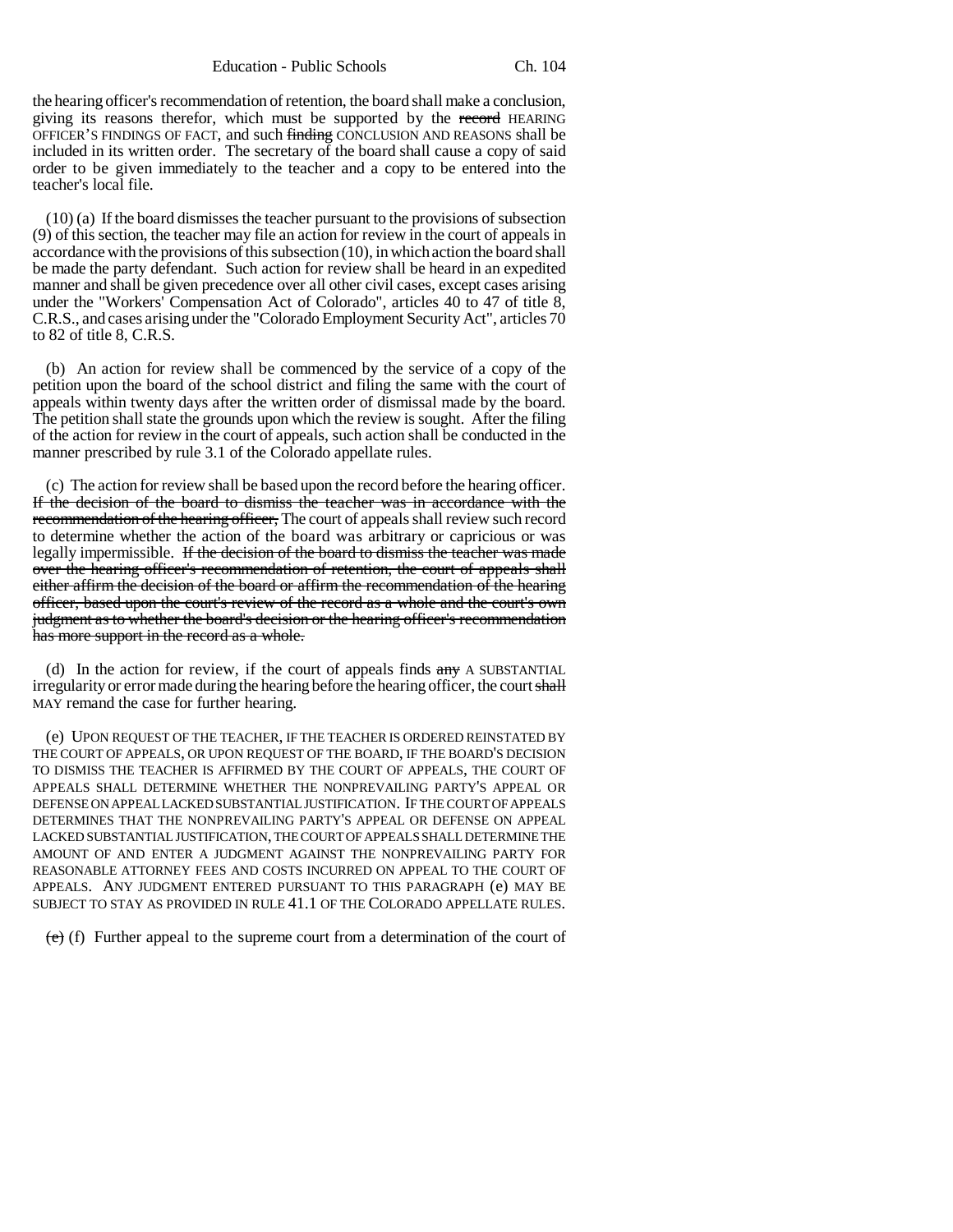the hearing officer's recommendation of retention, the board shall make a conclusion, giving its reasons therefor, which must be supported by the ~~record~~ HEARING OFFICER'S FINDINGS OF FACT, and such ~~finding~~ CONCLUSION AND REASONS shall be included in its written order. The secretary of the board shall cause a copy of said order to be given immediately to the teacher and a copy to be entered into the teacher's local file.

(10) (a) If the board dismisses the teacher pursuant to the provisions of subsection (9) of this section, the teacher may file an action for review in the court of appeals in accordance with the provisions of this subsection (10), in which action the board shall be made the party defendant. Such action for review shall be heard in an expedited manner and shall be given precedence over all other civil cases, except cases arising under the "Workers' Compensation Act of Colorado", articles 40 to 47 of title 8, C.R.S., and cases arising under the "Colorado Employment Security Act", articles 70 to 82 of title 8, C.R.S.

(b) An action for review shall be commenced by the service of a copy of the petition upon the board of the school district and filing the same with the court of appeals within twenty days after the written order of dismissal made by the board. The petition shall state the grounds upon which the review is sought. After the filing of the action for review in the court of appeals, such action shall be conducted in the manner prescribed by rule 3.1 of the Colorado appellate rules.

(c) The action for review shall be based upon the record before the hearing officer. ~~If the decision of the board to dismiss the teacher was in accordance with the recommendation of the hearing officer,~~ The court of appeals shall review such record to determine whether the action of the board was arbitrary or capricious or was legally impermissible. ~~If the decision of the board to dismiss the teacher was made over the hearing officer's recommendation of retention, the court of appeals shall either affirm the decision of the board or affirm the recommendation of the hearing officer, based upon the court's review of the record as a whole and the court's own judgment as to whether the board's decision or the hearing officer's recommendation has more support in the record as a whole.~~

(d) In the action for review, if the court of appeals finds ~~any~~ A SUBSTANTIAL irregularity or error made during the hearing before the hearing officer, the court ~~shall~~ MAY remand the case for further hearing.

(e) UPON REQUEST OF THE TEACHER, IF THE TEACHER IS ORDERED REINSTATED BY THE COURT OF APPEALS, OR UPON REQUEST OF THE BOARD, IF THE BOARD'S DECISION TO DISMISS THE TEACHER IS AFFIRMED BY THE COURT OF APPEALS, THE COURT OF APPEALS SHALL DETERMINE WHETHER THE NONPREVAILING PARTY'S APPEAL OR DEFENSE ON APPEAL LACKED SUBSTANTIAL JUSTIFICATION. IF THE COURT OF APPEALS DETERMINES THAT THE NONPREVAILING PARTY'S APPEAL OR DEFENSE ON APPEAL LACKED SUBSTANTIAL JUSTIFICATION, THE COURT OF APPEALS SHALL DETERMINE THE AMOUNT OF AND ENTER A JUDGMENT AGAINST THE NONPREVAILING PARTY FOR REASONABLE ATTORNEY FEES AND COSTS INCURRED ON APPEAL TO THE COURT OF APPEALS. ANY JUDGMENT ENTERED PURSUANT TO THIS PARAGRAPH (e) MAY BE SUBJECT TO STAY AS PROVIDED IN RULE 41.1 OF THE COLORADO APPELLATE RULES.

~~(e)~~ (f) Further appeal to the supreme court from a determination of the court of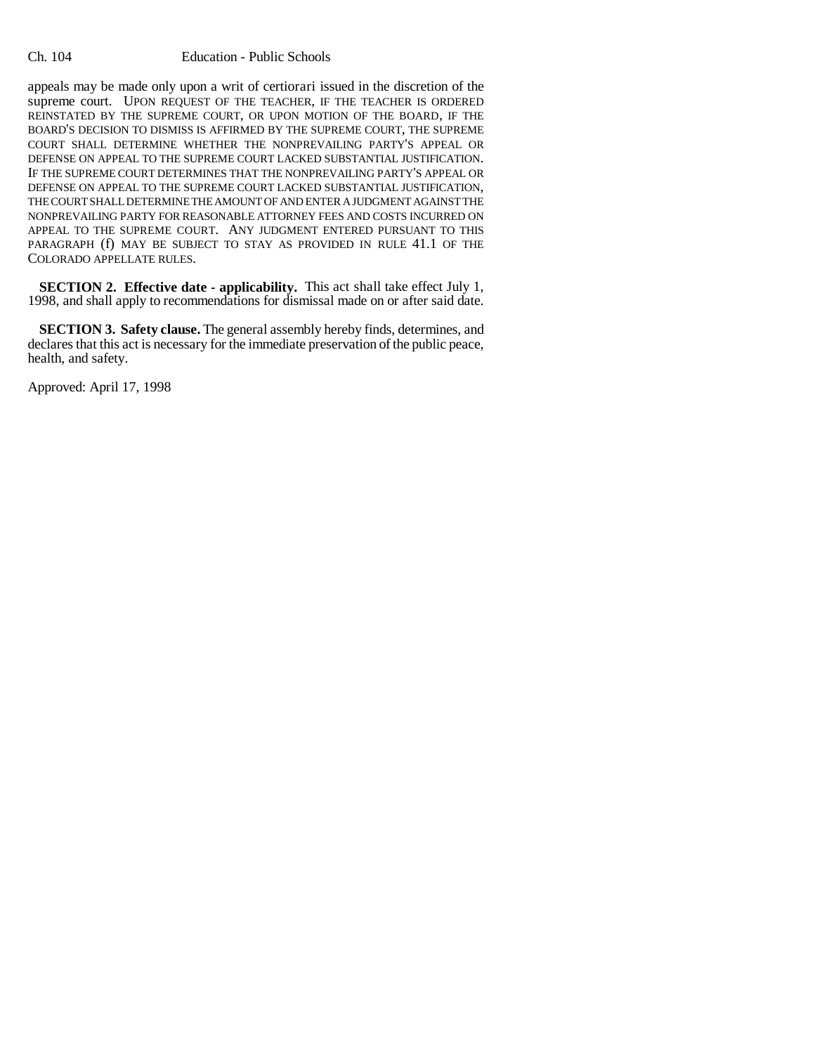appeals may be made only upon a writ of certiorari issued in the discretion of the supreme court. UPON REQUEST OF THE TEACHER, IF THE TEACHER IS ORDERED REINSTATED BY THE SUPREME COURT, OR UPON MOTION OF THE BOARD, IF THE BOARD'S DECISION TO DISMISS IS AFFIRMED BY THE SUPREME COURT, THE SUPREME COURT SHALL DETERMINE WHETHER THE NONPREVAILING PARTY'S APPEAL OR DEFENSE ON APPEAL TO THE SUPREME COURT LACKED SUBSTANTIAL JUSTIFICATION. IF THE SUPREME COURT DETERMINES THAT THE NONPREVAILING PARTY'S APPEAL OR DEFENSE ON APPEAL TO THE SUPREME COURT LACKED SUBSTANTIAL JUSTIFICATION, THE COURT SHALL DETERMINE THE AMOUNT OF AND ENTER A JUDGMENT AGAINST THE NONPREVAILING PARTY FOR REASONABLE ATTORNEY FEES AND COSTS INCURRED ON APPEAL TO THE SUPREME COURT. ANY JUDGMENT ENTERED PURSUANT TO THIS PARAGRAPH (f) MAY BE SUBJECT TO STAY AS PROVIDED IN RULE 41.1 OF THE COLORADO APPELLATE RULES.

**SECTION 2. Effective date - applicability.** This act shall take effect July 1, 1998, and shall apply to recommendations for dismissal made on or after said date.

**SECTION 3. Safety clause.** The general assembly hereby finds, determines, and declares that this act is necessary for the immediate preservation of the public peace, health, and safety.

Approved: April 17, 1998